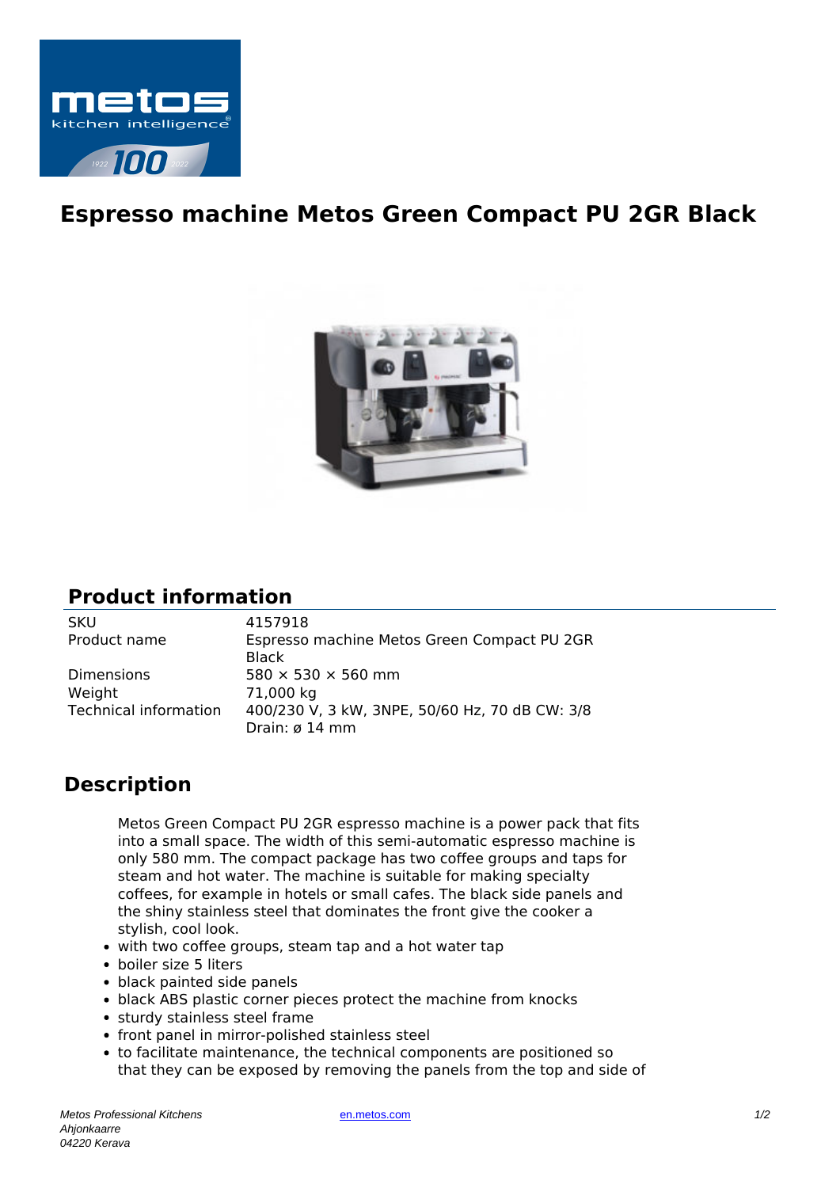# Espresso machine Metos Green Compact PU 2GR Black

## Product information

| | |
|---|---|
| SKU | 4157918 |
| Product name | Espresso machine Metos Green Compact PU 2GR Black |
| Dimensions | 580 × 530 × 560 mm |
| Weight | 71,000 kg |
| Technical information | 400/230 V, 3 kW, 3NPE, 50/60 Hz, 70 dB CW: 3/8 Drain: ø 14 mm |

## Description

Metos Green Compact PU 2GR espresso machine is a power pack that fits into a small space. The width of this semi-automatic espresso machine is only 580 mm. The compact package has two coffee groups and taps for steam and hot water. The machine is suitable for making specialty coffees, for example in hotels or small cafes. The black side panels and the shiny stainless steel that dominates the front give the cooker a stylish, cool look.

- with two coffee groups, steam tap and a hot water tap
- boiler size 5 liters
- black painted side panels
- black ABS plastic corner pieces protect the machine from knocks
- sturdy stainless steel frame
- front panel in mirror-polished stainless steel
- to facilitate maintenance, the technical components are positioned so that they can be exposed by removing the panels from the top and side of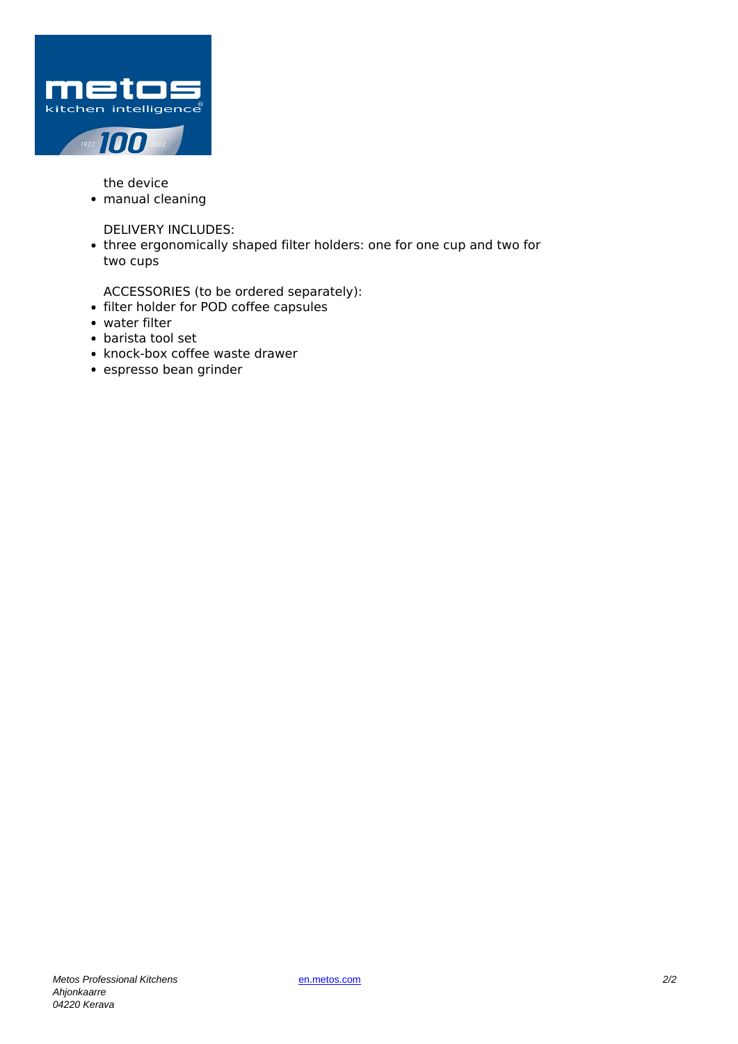the device

- manual cleaning

DELIVERY INCLUDES:

- three ergonomically shaped filter holders: one for one cup and two for two cups

ACCESSORIES (to be ordered separately):

- filter holder for POD coffee capsules
- water filter
- barista tool set
- knock-box coffee waste drawer
- espresso bean grinder